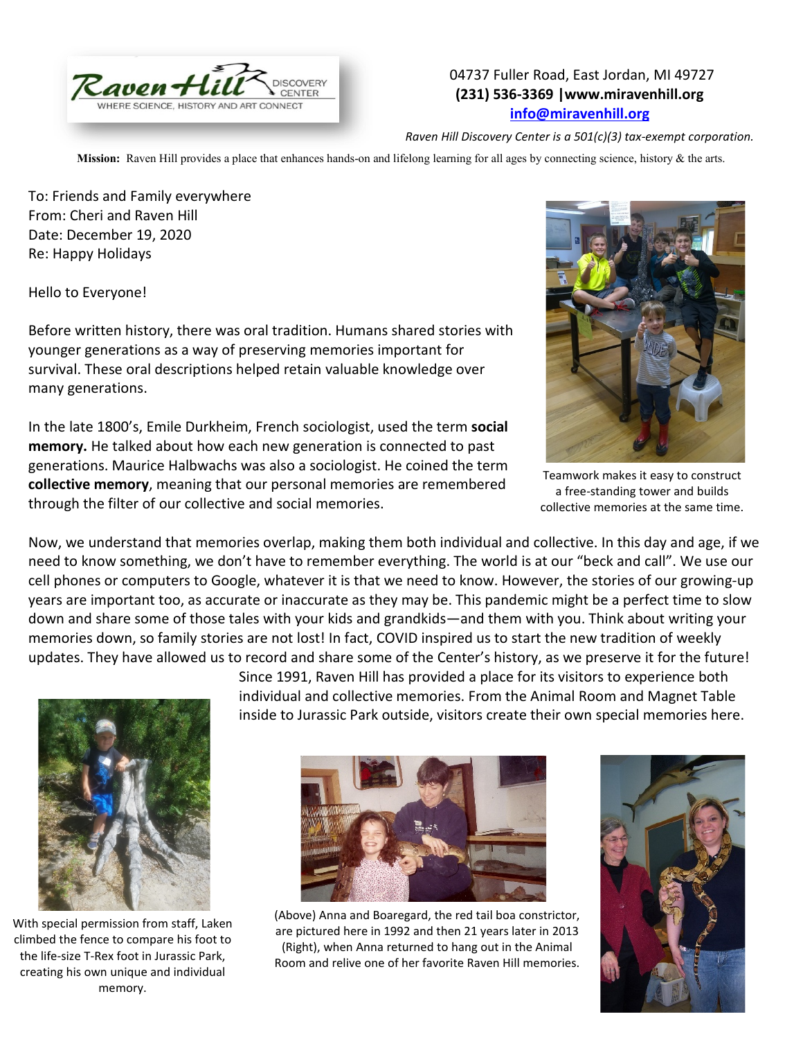Raven Hill Discovery Center — Where Science, History and Art Connect

04737 Fuller Road, East Jordan, MI 49727
**(231) 536-3369 |www.miravenhill.org**
**info@miravenhill.org**

*Raven Hill Discovery Center is a 501(c)(3) tax-exempt corporation.*

**Mission:** Raven Hill provides a place that enhances hands-on and lifelong learning for all ages by connecting science, history & the arts.

To: Friends and Family everywhere
From: Cheri and Raven Hill
Date: December 19, 2020
Re: Happy Holidays

Hello to Everyone!

Before written history, there was oral tradition. Humans shared stories with younger generations as a way of preserving memories important for survival. These oral descriptions helped retain valuable knowledge over many generations.

In the late 1800's, Emile Durkheim, French sociologist, used the term **social memory.** He talked about how each new generation is connected to past generations. Maurice Halbwachs was also a sociologist. He coined the term **collective memory**, meaning that our personal memories are remembered through the filter of our collective and social memories.

Teamwork makes it easy to construct a free-standing tower and builds collective memories at the same time.

Now, we understand that memories overlap, making them both individual and collective. In this day and age, if we need to know something, we don't have to remember everything. The world is at our "beck and call". We use our cell phones or computers to Google, whatever it is that we need to know. However, the stories of our growing-up years are important too, as accurate or inaccurate as they may be. This pandemic might be a perfect time to slow down and share some of those tales with your kids and grandkids—and them with you. Think about writing your memories down, so family stories are not lost! In fact, COVID inspired us to start the new tradition of weekly updates. They have allowed us to record and share some of the Center's history, as we preserve it for the future!

Since 1991, Raven Hill has provided a place for its visitors to experience both individual and collective memories. From the Animal Room and Magnet Table inside to Jurassic Park outside, visitors create their own special memories here.

With special permission from staff, Laken climbed the fence to compare his foot to the life-size T-Rex foot in Jurassic Park, creating his own unique and individual memory.

(Above) Anna and Boaregard, the red tail boa constrictor, are pictured here in 1992 and then 21 years later in 2013 (Right), when Anna returned to hang out in the Animal Room and relive one of her favorite Raven Hill memories.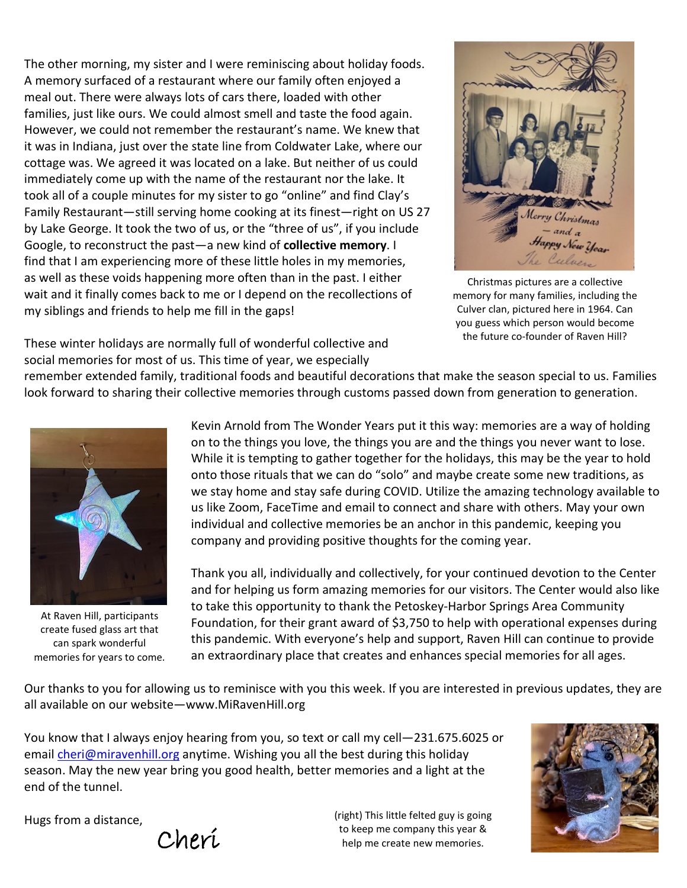The other morning, my sister and I were reminiscing about holiday foods. A memory surfaced of a restaurant where our family often enjoyed a meal out. There were always lots of cars there, loaded with other families, just like ours. We could almost smell and taste the food again. However, we could not remember the restaurant's name. We knew that it was in Indiana, just over the state line from Coldwater Lake, where our cottage was. We agreed it was located on a lake. But neither of us could immediately come up with the name of the restaurant nor the lake. It took all of a couple minutes for my sister to go "online" and find Clay's Family Restaurant—still serving home cooking at its finest—right on US 27 by Lake George. It took the two of us, or the "three of us", if you include Google, to reconstruct the past—a new kind of **collective memory**. I find that I am experiencing more of these little holes in my memories, as well as these voids happening more often than in the past. I either wait and it finally comes back to me or I depend on the recollections of my siblings and friends to help me fill in the gaps!

Christmas pictures are a collective memory for many families, including the Culver clan, pictured here in 1964. Can you guess which person would become the future co-founder of Raven Hill?

These winter holidays are normally full of wonderful collective and social memories for most of us. This time of year, we especially remember extended family, traditional foods and beautiful decorations that make the season special to us. Families look forward to sharing their collective memories through customs passed down from generation to generation.

Kevin Arnold from The Wonder Years put it this way: memories are a way of holding on to the things you love, the things you are and the things you never want to lose. While it is tempting to gather together for the holidays, this may be the year to hold onto those rituals that we can do "solo" and maybe create some new traditions, as we stay home and stay safe during COVID. Utilize the amazing technology available to us like Zoom, FaceTime and email to connect and share with others. May your own individual and collective memories be an anchor in this pandemic, keeping you company and providing positive thoughts for the coming year.

At Raven Hill, participants create fused glass art that can spark wonderful memories for years to come.

Thank you all, individually and collectively, for your continued devotion to the Center and for helping us form amazing memories for our visitors. The Center would also like to take this opportunity to thank the Petoskey-Harbor Springs Area Community Foundation, for their grant award of $3,750 to help with operational expenses during this pandemic. With everyone's help and support, Raven Hill can continue to provide an extraordinary place that creates and enhances special memories for all ages.

Our thanks to you for allowing us to reminisce with you this week. If you are interested in previous updates, they are all available on our website—www.MiRavenHill.org

You know that I always enjoy hearing from you, so text or call my cell—231.675.6025 or email cheri@miravenhill.org anytime. Wishing you all the best during this holiday season. May the new year bring you good health, better memories and a light at the end of the tunnel.

Hugs from a distance,

Cheri

(right) This little felted guy is going to keep me company this year & help me create new memories.